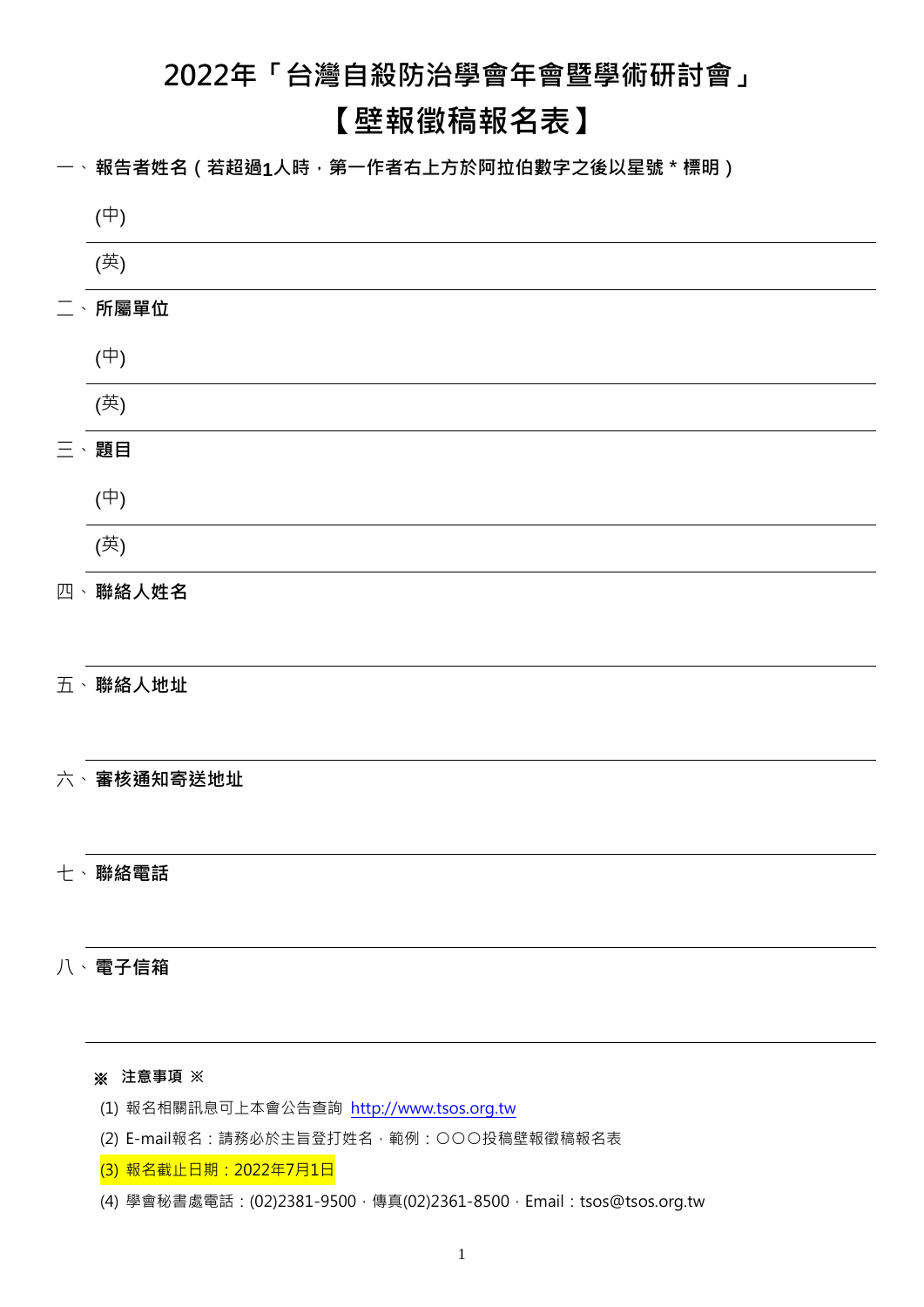# 2022年「台灣自殺防治學會年會暨學術研討會」

# 【壁報徵稿報名表】

一、**報告者姓名（若超過1人時，第一作者右上方於阿拉伯數字之後以星號 * 標明）**

(中)

(英)

二、**所屬單位**

(中)

(英)

三、**題目**

(中)

(英)

四、**聯絡人姓名**

五、**聯絡人地址**

六、**審核通知寄送地址**

七、**聯絡電話**

八、**電子信箱**

**※ 注意事項 ※**

(1) 報名相關訊息可上本會公告查詢 http://www.tsos.org.tw

(2) E-mail報名：請務必於主旨登打姓名，範例：○○○投稿壁報徵稿報名表

(3) 報名截止日期：2022年7月1日

(4) 學會秘書處電話：(02)2381-9500，傳真(02)2361-8500，Email：tsos@tsos.org.tw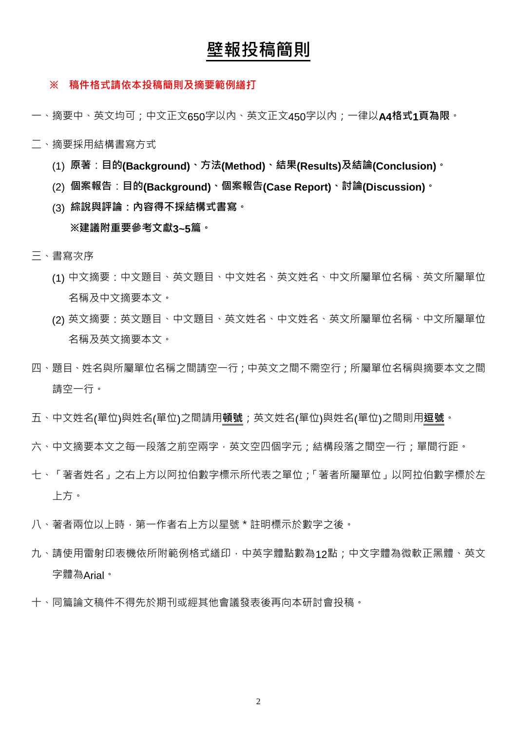# 壁報投稿簡則

**※　稿件格式請依本投稿簡則及摘要範例繕打**

一、摘要中、英文均可；中文正文650字以內、英文正文450字以內；一律以**A4格式1頁為限**。

二、摘要採用結構書寫方式

(1) **原著**：**目的(Background)、方法(Method)、結果(Results)及結論(Conclusion)**。

(2) **個案報告**：**目的(Background)、個案報告(Case Report)、討論(Discussion)**。

(3) **綜說與評論：內容得不採結構式書寫。**

**※建議附重要參考文獻3~5篇。**

三、書寫次序

(1) 中文摘要：中文題目、英文題目、中文姓名、英文姓名、中文所屬單位名稱、英文所屬單位名稱及中文摘要本文。

(2) 英文摘要：英文題目、中文題目、英文姓名、中文姓名、英文所屬單位名稱、中文所屬單位名稱及英文摘要本文。

四、題目、姓名與所屬單位名稱之間請空一行；中英文之間不需空行；所屬單位名稱與摘要本文之間請空一行。

五、中文姓名(單位)與姓名(單位)之間請用**頓號**；英文姓名(單位)與姓名(單位)之間則用**逗號**。

六、中文摘要本文之每一段落之前空兩字，英文空四個字元；結構段落之間空一行；單間行距。

七、「著者姓名」之右上方以阿拉伯數字標示所代表之單位；「著者所屬單位」以阿拉伯數字標於左上方。

八、著者兩位以上時，第一作者右上方以星號 * 註明標示於數字之後。

九、請使用雷射印表機依所附範例格式繕印，中英字體點數為12點；中文字體為微軟正黑體、英文字體為Arial。

十、同篇論文稿件不得先於期刊或經其他會議發表後再向本研討會投稿。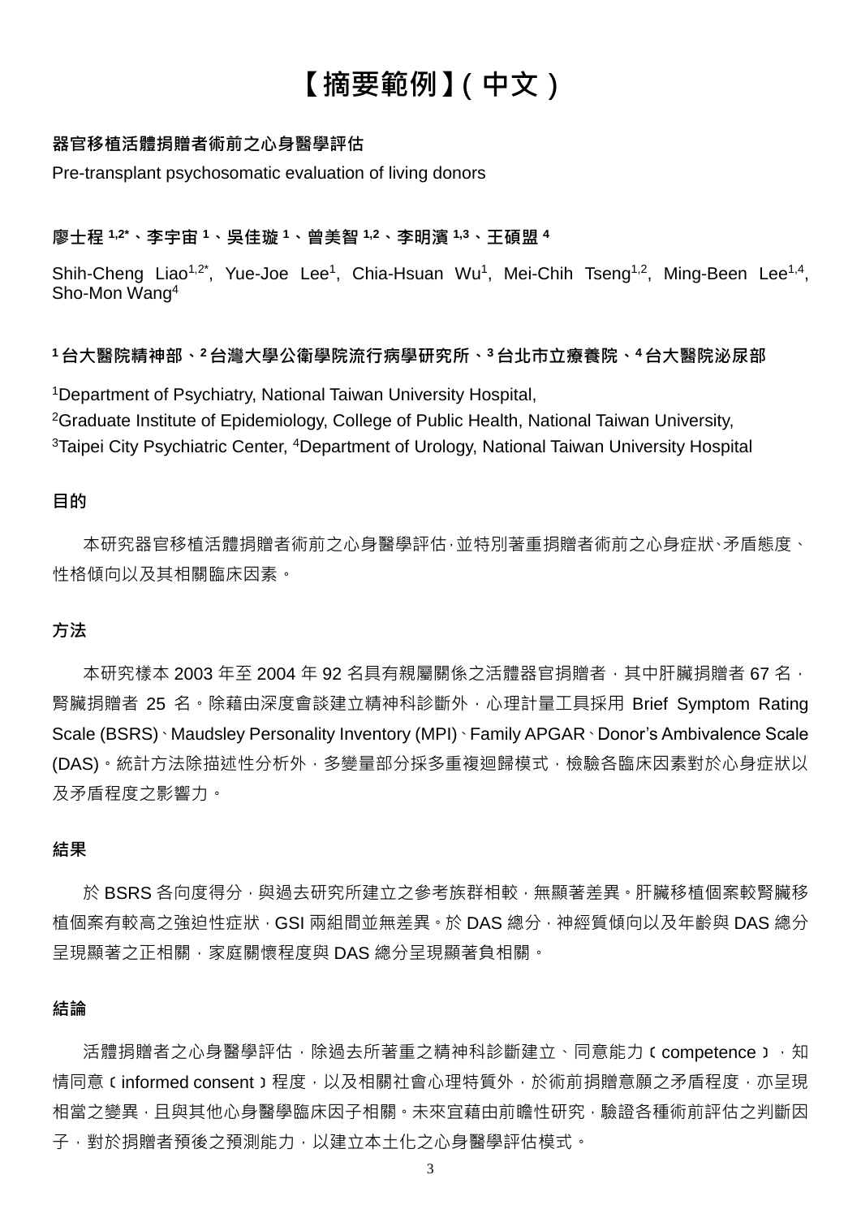# 【摘要範例】(中文)

**器官移植活體捐贈者術前之心身醫學評估**

Pre-transplant psychosomatic evaluation of living donors

**廖士程 [1,2*]、李宇宙 [1]、吳佳璇 [1]、曾美智 [1,2]、李明濱 [1,3]、王碩盟 [4]**

Shih-Cheng Liao[1,2*], Yue-Joe Lee[1], Chia-Hsuan Wu[1], Mei-Chih Tseng[1,2], Ming-Been Lee[1,4], Sho-Mon Wang[4]

**[1] 台大醫院精神部、[2] 台灣大學公衛學院流行病學研究所、[3] 台北市立療養院、[4] 台大醫院泌尿部**

[1]Department of Psychiatry, National Taiwan University Hospital,
[2]Graduate Institute of Epidemiology, College of Public Health, National Taiwan University,
[3]Taipei City Psychiatric Center, [4]Department of Urology, National Taiwan University Hospital

**目的**

本研究器官移植活體捐贈者術前之心身醫學評估，並特別著重捐贈者術前之心身症狀、矛盾態度、性格傾向以及其相關臨床因素。

**方法**

本研究樣本 2003 年至 2004 年 92 名具有親屬關係之活體器官捐贈者，其中肝臟捐贈者 67 名，腎臟捐贈者 25 名。除藉由深度會談建立精神科診斷外，心理計量工具採用 Brief Symptom Rating Scale (BSRS)、Maudsley Personality Inventory (MPI)、Family APGAR、Donor's Ambivalence Scale (DAS)。統計方法除描述性分析外，多變量部分採多重複迴歸模式，檢驗各臨床因素對於心身症狀以及矛盾程度之影響力。

**結果**

於 BSRS 各向度得分，與過去研究所建立之參考族群相較，無顯著差異。肝臟移植個案較腎臟移植個案有較高之強迫性症狀，GSI 兩組間並無差異。於 DAS 總分，神經質傾向以及年齡與 DAS 總分呈現顯著之正相關，家庭關懷程度與 DAS 總分呈現顯著負相關。

**結論**

活體捐贈者之心身醫學評估，除過去所著重之精神科診斷建立、同意能力（competence），知情同意（informed consent）程度，以及相關社會心理特質外，於術前捐贈意願之矛盾程度，亦呈現相當之變異，且與其他心身醫學臨床因子相關。未來宜藉由前瞻性研究，驗證各種術前評估之判斷因子，對於捐贈者預後之預測能力，以建立本土化之心身醫學評估模式。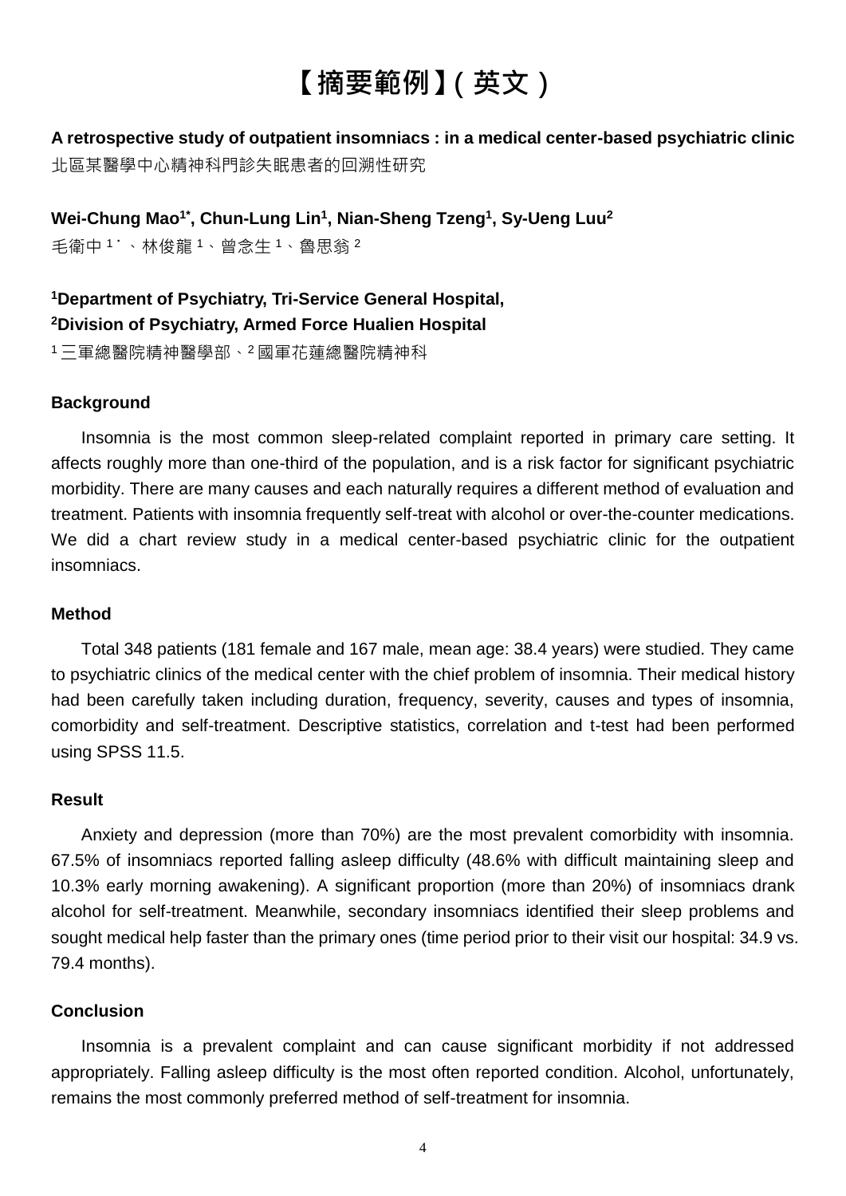# 【摘要範例】(英文)

**A retrospective study of outpatient insomniacs : in a medical center-based psychiatric clinic**

北區某醫學中心精神科門診失眠患者的回溯性研究

**Wei-Chung Mao[1*], Chun-Lung Lin[1], Nian-Sheng Tzeng[1], Sy-Ueng Luu[2]**

毛衛中[1*]、林俊龍[1]、曾念生[1]、魯思翁[2]

**[1]Department of Psychiatry, Tri-Service General Hospital,**
**[2]Division of Psychiatry, Armed Force Hualien Hospital**

[1]三軍總醫院精神醫學部、[2]國軍花蓮總醫院精神科

### Background

Insomnia is the most common sleep-related complaint reported in primary care setting. It affects roughly more than one-third of the population, and is a risk factor for significant psychiatric morbidity. There are many causes and each naturally requires a different method of evaluation and treatment. Patients with insomnia frequently self-treat with alcohol or over-the-counter medications. We did a chart review study in a medical center-based psychiatric clinic for the outpatient insomniacs.

### Method

Total 348 patients (181 female and 167 male, mean age: 38.4 years) were studied. They came to psychiatric clinics of the medical center with the chief problem of insomnia. Their medical history had been carefully taken including duration, frequency, severity, causes and types of insomnia, comorbidity and self-treatment. Descriptive statistics, correlation and t-test had been performed using SPSS 11.5.

### Result

Anxiety and depression (more than 70%) are the most prevalent comorbidity with insomnia. 67.5% of insomniacs reported falling asleep difficulty (48.6% with difficult maintaining sleep and 10.3% early morning awakening). A significant proportion (more than 20%) of insomniacs drank alcohol for self-treatment. Meanwhile, secondary insomniacs identified their sleep problems and sought medical help faster than the primary ones (time period prior to their visit our hospital: 34.9 vs. 79.4 months).

### Conclusion

Insomnia is a prevalent complaint and can cause significant morbidity if not addressed appropriately. Falling asleep difficulty is the most often reported condition. Alcohol, unfortunately, remains the most commonly preferred method of self-treatment for insomnia.